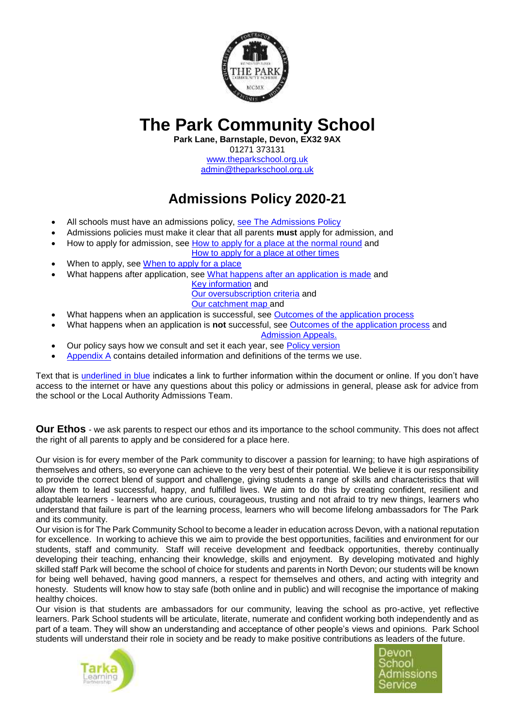# The Park Community School

**Park Lane, Barnstaple, Devon, EX32 9AX**
01271 373131
www.theparkschool.org.uk
admin@theparkschool.org.uk

## Admissions Policy 2020-21

- All schools must have an admissions policy, see The Admissions Policy
- Admissions policies must make it clear that all parents **must** apply for admission, and
- How to apply for admission, see How to apply for a place at the normal round and How to apply for a place at other times
- When to apply, see When to apply for a place
- What happens after application, see What happens after an application is made and Key information and Our oversubscription criteria and Our catchment map and
- What happens when an application is successful, see Outcomes of the application process
- What happens when an application is **not** successful, see Outcomes of the application process and Admission Appeals.
- Our policy says how we consult and set it each year, see Policy version
- Appendix A contains detailed information and definitions of the terms we use.

Text that is underlined in blue indicates a link to further information within the document or online. If you don't have access to the internet or have any questions about this policy or admissions in general, please ask for advice from the school or the Local Authority Admissions Team.

**Our Ethos** - we ask parents to respect our ethos and its importance to the school community. This does not affect the right of all parents to apply and be considered for a place here.

Our vision is for every member of the Park community to discover a passion for learning; to have high aspirations of themselves and others, so everyone can achieve to the very best of their potential. We believe it is our responsibility to provide the correct blend of support and challenge, giving students a range of skills and characteristics that will allow them to lead successful, happy, and fulfilled lives. We aim to do this by creating confident, resilient and adaptable learners - learners who are curious, courageous, trusting and not afraid to try new things, learners who understand that failure is part of the learning process, learners who will become lifelong ambassadors for The Park and its community.

Our vision is for The Park Community School to become a leader in education across Devon, with a national reputation for excellence. In working to achieve this we aim to provide the best opportunities, facilities and environment for our students, staff and community. Staff will receive development and feedback opportunities, thereby continually developing their teaching, enhancing their knowledge, skills and enjoyment. By developing motivated and highly skilled staff Park will become the school of choice for students and parents in North Devon; our students will be known for being well behaved, having good manners, a respect for themselves and others, and acting with integrity and honesty. Students will know how to stay safe (both online and in public) and will recognise the importance of making healthy choices.

Our vision is that students are ambassadors for our community, leaving the school as pro-active, yet reflective learners. Park School students will be articulate, literate, numerate and confident working both independently and as part of a team. They will show an understanding and acceptance of other people's views and opinions. Park School students will understand their role in society and be ready to make positive contributions as leaders of the future.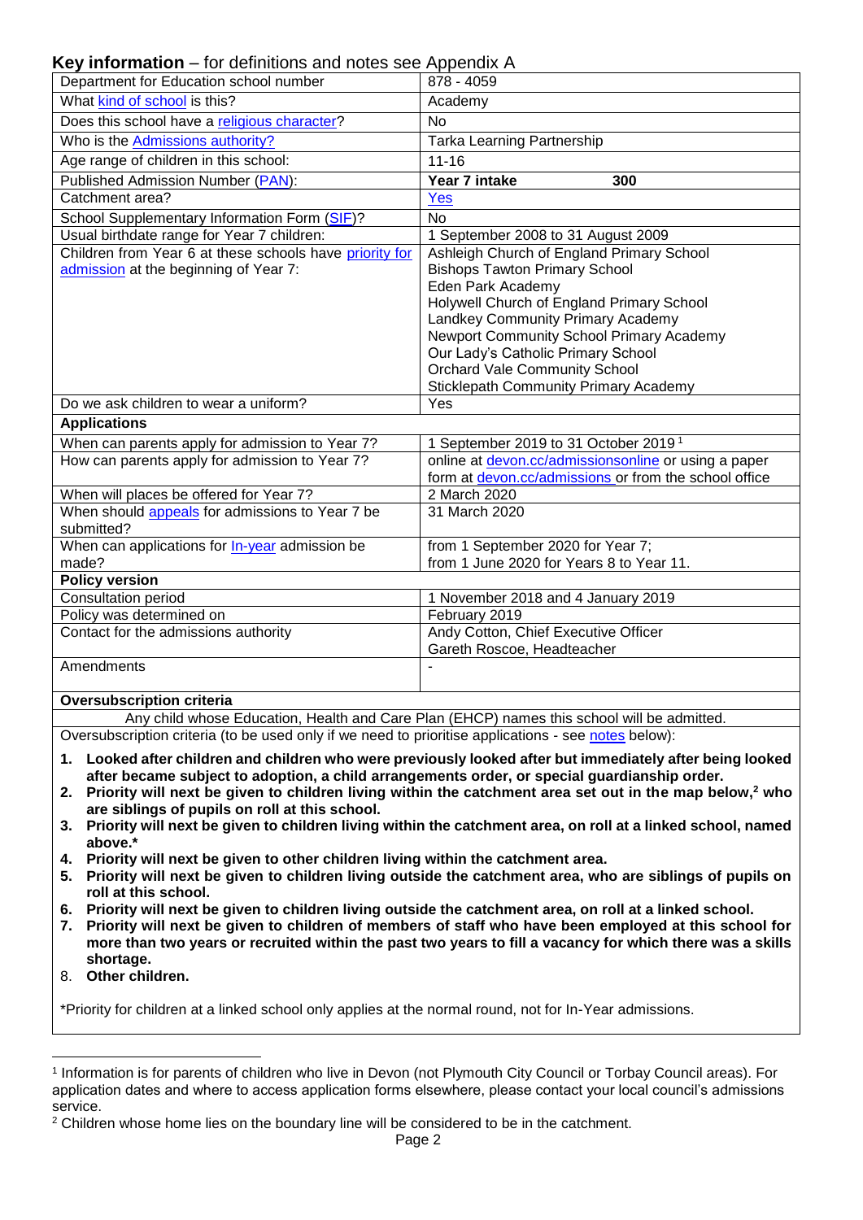## **Key information** – for definitions and notes see Appendix A

| Department for Education school number | 878 - 4059 |
|---|---|
| What kind of school is this? | Academy |
| Does this school have a religious character? | No |
| Who is the Admissions authority? | Tarka Learning Partnership |
| Age range of children in this school: | 11-16 |
| Published Admission Number (PAN): | **Year 7 intake 300** |
| Catchment area? | Yes |
| School Supplementary Information Form (SIF)? | No |
| Usual birthdate range for Year 7 children: | 1 September 2008 to 31 August 2009 |
| Children from Year 6 at these schools have priority for admission at the beginning of Year 7: | Ashleigh Church of England Primary School<br>Bishops Tawton Primary School<br>Eden Park Academy<br>Holywell Church of England Primary School<br>Landkey Community Primary Academy<br>Newport Community School Primary Academy<br>Our Lady's Catholic Primary School<br>Orchard Vale Community School<br>Sticklepath Community Primary Academy |
| Do we ask children to wear a uniform? | Yes |
| **Applications** | |
| When can parents apply for admission to Year 7? | 1 September 2019 to 31 October 2019[1] |
| How can parents apply for admission to Year 7? | online at devon.cc/admissionsonline or using a paper form at devon.cc/admissions or from the school office |
| When will places be offered for Year 7? | 2 March 2020 |
| When should appeals for admissions to Year 7 be submitted? | 31 March 2020 |
| When can applications for In-year admission be made? | from 1 September 2020 for Year 7;<br>from 1 June 2020 for Years 8 to Year 11. |
| **Policy version** | |
| Consultation period | 1 November 2018 and 4 January 2019 |
| Policy was determined on | February 2019 |
| Contact for the admissions authority | Andy Cotton, Chief Executive Officer<br>Gareth Roscoe, Headteacher |
| Amendments | - |

**Oversubscription criteria**

Any child whose Education, Health and Care Plan (EHCP) names this school will be admitted.

Oversubscription criteria (to be used only if we need to prioritise applications - see notes below):

1. **Looked after children and children who were previously looked after but immediately after being looked after became subject to adoption, a child arrangements order, or special guardianship order.**
2. **Priority will next be given to children living within the catchment area set out in the map below,[2] who are siblings of pupils on roll at this school.**
3. **Priority will next be given to children living within the catchment area, on roll at a linked school, named above.***
4. **Priority will next be given to other children living within the catchment area.**
5. **Priority will next be given to children living outside the catchment area, who are siblings of pupils on roll at this school.**
6. **Priority will next be given to children living outside the catchment area, on roll at a linked school.**
7. **Priority will next be given to children of members of staff who have been employed at this school for more than two years or recruited within the past two years to fill a vacancy for which there was a skills shortage.**
8. **Other children.**

*Priority for children at a linked school only applies at the normal round, not for In-Year admissions.

[1] Information is for parents of children who live in Devon (not Plymouth City Council or Torbay Council areas). For application dates and where to access application forms elsewhere, please contact your local council's admissions service.

[2] Children whose home lies on the boundary line will be considered to be in the catchment.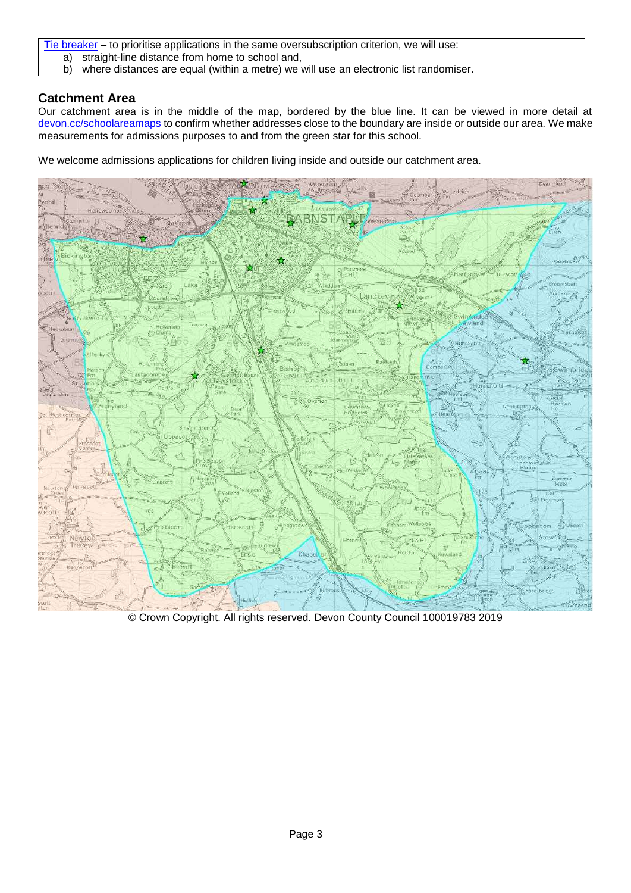Tie breaker – to prioritise applications in the same oversubscription criterion, we will use:

a) straight-line distance from home to school and,
b) where distances are equal (within a metre) we will use an electronic list randomiser.

## Catchment Area

Our catchment area is in the middle of the map, bordered by the blue line. It can be viewed in more detail at devon.cc/schoolareamaps to confirm whether addresses close to the boundary are inside or outside our area. We make measurements for admissions purposes to and from the green star for this school.

We welcome admissions applications for children living inside and outside our catchment area.

© Crown Copyright. All rights reserved. Devon County Council 100019783 2019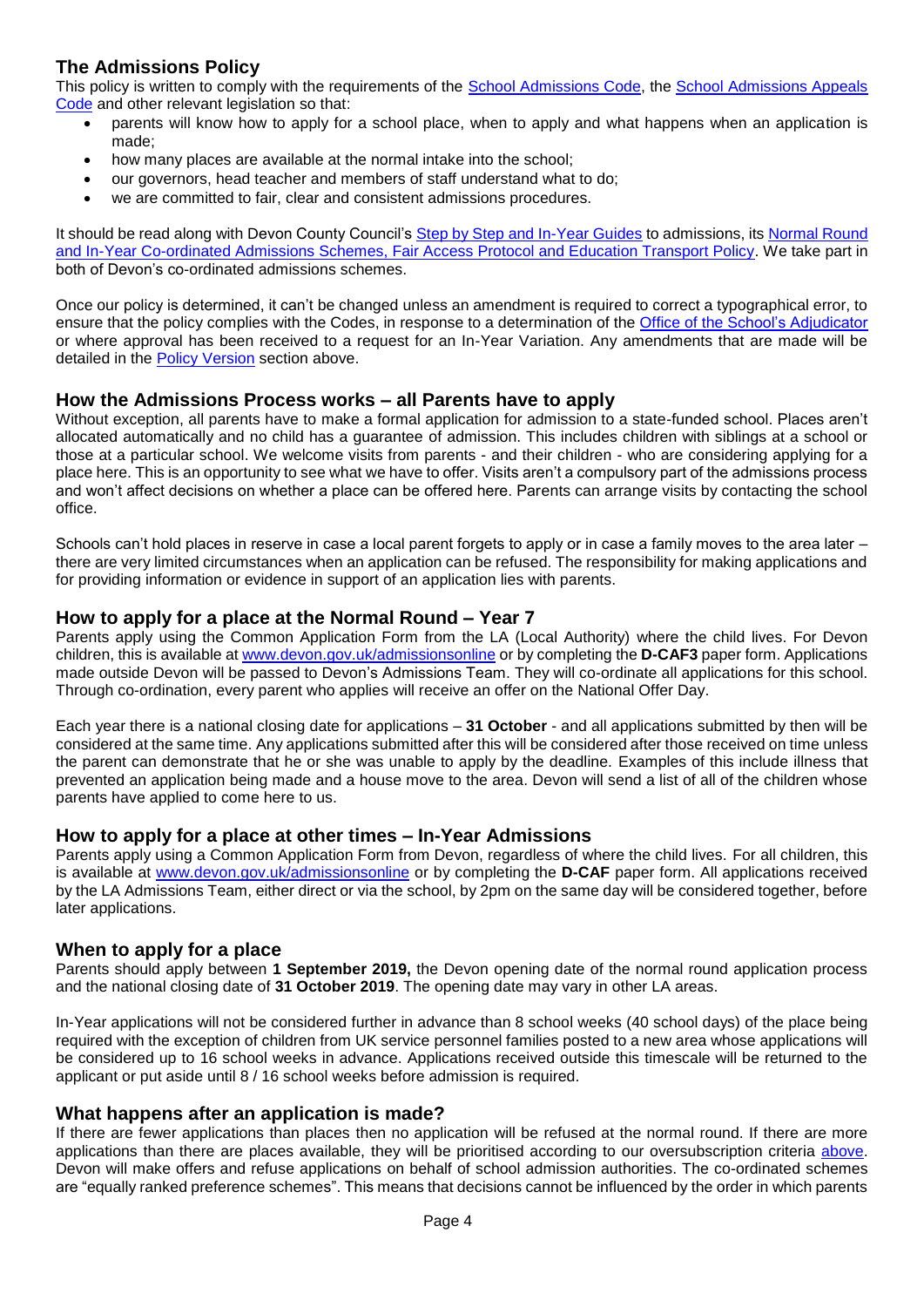## The Admissions Policy

This policy is written to comply with the requirements of the School Admissions Code, the School Admissions Appeals Code and other relevant legislation so that:

- parents will know how to apply for a school place, when to apply and what happens when an application is made;
- how many places are available at the normal intake into the school;
- our governors, head teacher and members of staff understand what to do;
- we are committed to fair, clear and consistent admissions procedures.

It should be read along with Devon County Council's Step by Step and In-Year Guides to admissions, its Normal Round and In-Year Co-ordinated Admissions Schemes, Fair Access Protocol and Education Transport Policy. We take part in both of Devon's co-ordinated admissions schemes.

Once our policy is determined, it can't be changed unless an amendment is required to correct a typographical error, to ensure that the policy complies with the Codes, in response to a determination of the Office of the School's Adjudicator or where approval has been received to a request for an In-Year Variation. Any amendments that are made will be detailed in the Policy Version section above.

## How the Admissions Process works – all Parents have to apply

Without exception, all parents have to make a formal application for admission to a state-funded school. Places aren't allocated automatically and no child has a guarantee of admission. This includes children with siblings at a school or those at a particular school. We welcome visits from parents - and their children - who are considering applying for a place here. This is an opportunity to see what we have to offer. Visits aren't a compulsory part of the admissions process and won't affect decisions on whether a place can be offered here. Parents can arrange visits by contacting the school office.

Schools can't hold places in reserve in case a local parent forgets to apply or in case a family moves to the area later – there are very limited circumstances when an application can be refused. The responsibility for making applications and for providing information or evidence in support of an application lies with parents.

## How to apply for a place at the Normal Round – Year 7

Parents apply using the Common Application Form from the LA (Local Authority) where the child lives. For Devon children, this is available at www.devon.gov.uk/admissionsonline or by completing the **D-CAF3** paper form. Applications made outside Devon will be passed to Devon's Admissions Team. They will co-ordinate all applications for this school. Through co-ordination, every parent who applies will receive an offer on the National Offer Day.

Each year there is a national closing date for applications – **31 October** - and all applications submitted by then will be considered at the same time. Any applications submitted after this will be considered after those received on time unless the parent can demonstrate that he or she was unable to apply by the deadline. Examples of this include illness that prevented an application being made and a house move to the area. Devon will send a list of all of the children whose parents have applied to come here to us.

## How to apply for a place at other times – In-Year Admissions

Parents apply using a Common Application Form from Devon, regardless of where the child lives. For all children, this is available at www.devon.gov.uk/admissionsonline or by completing the **D-CAF** paper form. All applications received by the LA Admissions Team, either direct or via the school, by 2pm on the same day will be considered together, before later applications.

## When to apply for a place

Parents should apply between **1 September 2019,** the Devon opening date of the normal round application process and the national closing date of **31 October 2019**. The opening date may vary in other LA areas.

In-Year applications will not be considered further in advance than 8 school weeks (40 school days) of the place being required with the exception of children from UK service personnel families posted to a new area whose applications will be considered up to 16 school weeks in advance. Applications received outside this timescale will be returned to the applicant or put aside until 8 / 16 school weeks before admission is required.

## What happens after an application is made?

If there are fewer applications than places then no application will be refused at the normal round. If there are more applications than there are places available, they will be prioritised according to our oversubscription criteria above. Devon will make offers and refuse applications on behalf of school admission authorities. The co-ordinated schemes are "equally ranked preference schemes". This means that decisions cannot be influenced by the order in which parents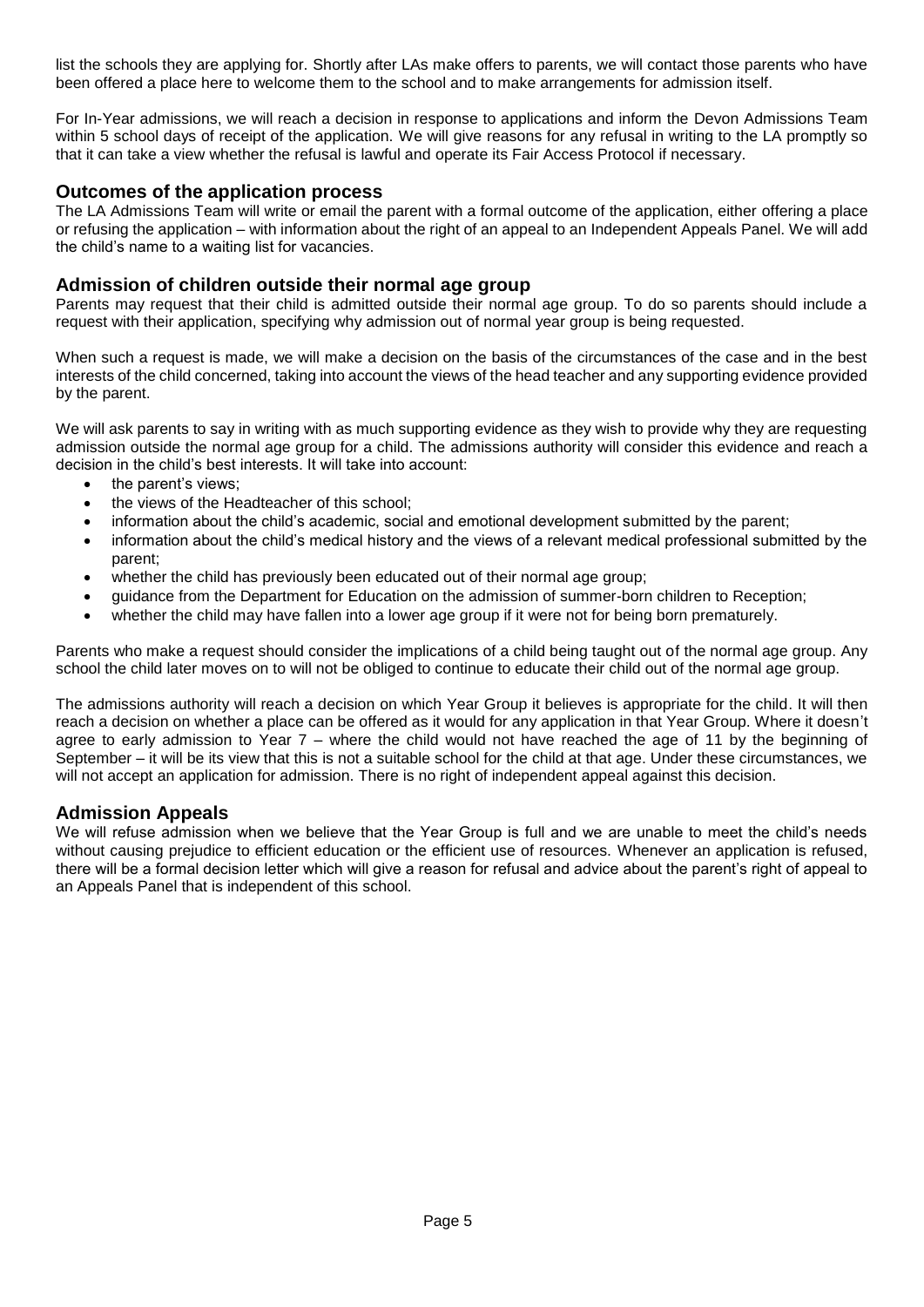list the schools they are applying for. Shortly after LAs make offers to parents, we will contact those parents who have been offered a place here to welcome them to the school and to make arrangements for admission itself.

For In-Year admissions, we will reach a decision in response to applications and inform the Devon Admissions Team within 5 school days of receipt of the application. We will give reasons for any refusal in writing to the LA promptly so that it can take a view whether the refusal is lawful and operate its Fair Access Protocol if necessary.

## Outcomes of the application process

The LA Admissions Team will write or email the parent with a formal outcome of the application, either offering a place or refusing the application – with information about the right of an appeal to an Independent Appeals Panel. We will add the child's name to a waiting list for vacancies.

## Admission of children outside their normal age group

Parents may request that their child is admitted outside their normal age group. To do so parents should include a request with their application, specifying why admission out of normal year group is being requested.

When such a request is made, we will make a decision on the basis of the circumstances of the case and in the best interests of the child concerned, taking into account the views of the head teacher and any supporting evidence provided by the parent.

We will ask parents to say in writing with as much supporting evidence as they wish to provide why they are requesting admission outside the normal age group for a child. The admissions authority will consider this evidence and reach a decision in the child's best interests. It will take into account:

- the parent's views;
- the views of the Headteacher of this school;
- information about the child's academic, social and emotional development submitted by the parent;
- information about the child's medical history and the views of a relevant medical professional submitted by the parent;
- whether the child has previously been educated out of their normal age group;
- guidance from the Department for Education on the admission of summer-born children to Reception;
- whether the child may have fallen into a lower age group if it were not for being born prematurely.

Parents who make a request should consider the implications of a child being taught out of the normal age group. Any school the child later moves on to will not be obliged to continue to educate their child out of the normal age group.

The admissions authority will reach a decision on which Year Group it believes is appropriate for the child. It will then reach a decision on whether a place can be offered as it would for any application in that Year Group. Where it doesn't agree to early admission to Year 7 – where the child would not have reached the age of 11 by the beginning of September – it will be its view that this is not a suitable school for the child at that age. Under these circumstances, we will not accept an application for admission. There is no right of independent appeal against this decision.

## Admission Appeals

We will refuse admission when we believe that the Year Group is full and we are unable to meet the child's needs without causing prejudice to efficient education or the efficient use of resources. Whenever an application is refused, there will be a formal decision letter which will give a reason for refusal and advice about the parent's right of appeal to an Appeals Panel that is independent of this school.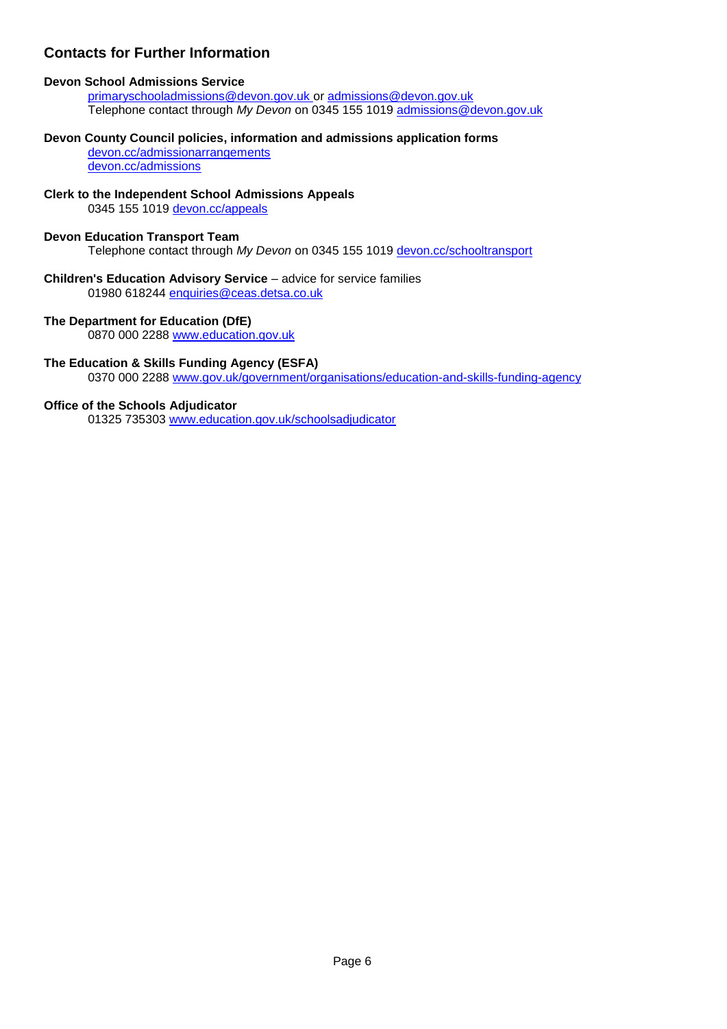## Contacts for Further Information

**Devon School Admissions Service**

primaryschooladmissions@devon.gov.uk or admissions@devon.gov.uk
Telephone contact through *My Devon* on 0345 155 1019 admissions@devon.gov.uk

**Devon County Council policies, information and admissions application forms**

devon.cc/admissionarrangements
devon.cc/admissions

**Clerk to the Independent School Admissions Appeals**

0345 155 1019 devon.cc/appeals

**Devon Education Transport Team**

Telephone contact through *My Devon* on 0345 155 1019 devon.cc/schooltransport

**Children's Education Advisory Service** – advice for service families

01980 618244 enquiries@ceas.detsa.co.uk

**The Department for Education (DfE)**

0870 000 2288 www.education.gov.uk

**The Education & Skills Funding Agency (ESFA)**

0370 000 2288 www.gov.uk/government/organisations/education-and-skills-funding-agency

**Office of the Schools Adjudicator**

01325 735303 www.education.gov.uk/schoolsadjudicator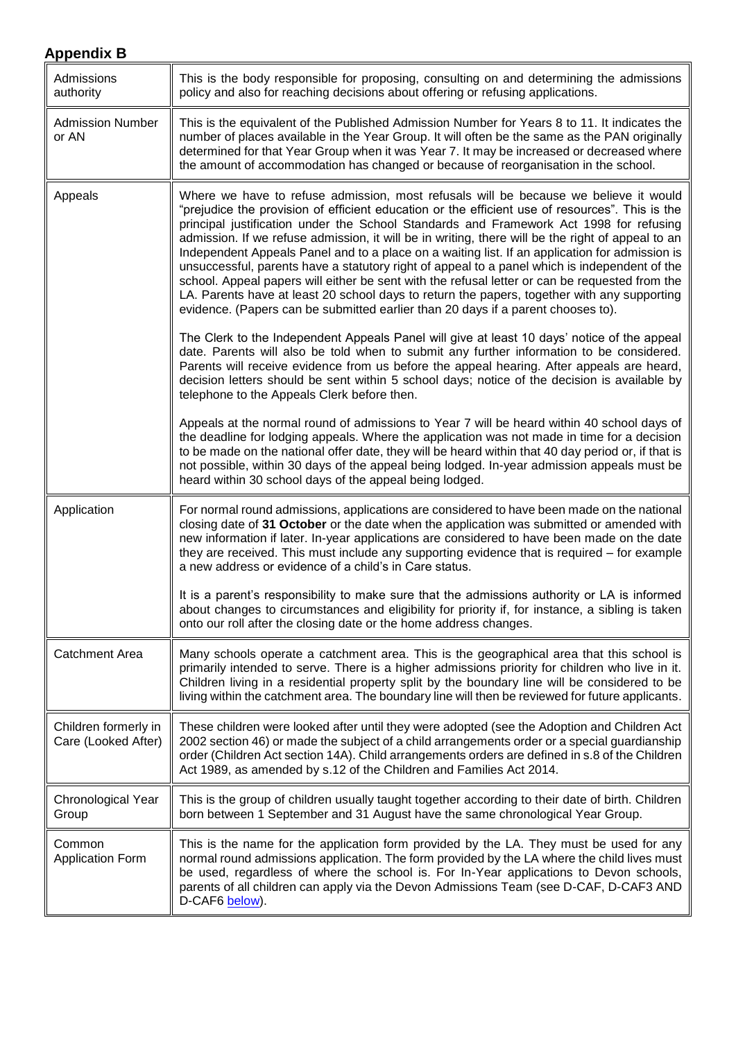## Appendix B

| | |
|---|---|
| Admissions authority | This is the body responsible for proposing, consulting on and determining the admissions policy and also for reaching decisions about offering or refusing applications. |
| Admission Number or AN | This is the equivalent of the Published Admission Number for Years 8 to 11. It indicates the number of places available in the Year Group. It will often be the same as the PAN originally determined for that Year Group when it was Year 7. It may be increased or decreased where the amount of accommodation has changed or because of reorganisation in the school. |
| Appeals | Where we have to refuse admission, most refusals will be because we believe it would "prejudice the provision of efficient education or the efficient use of resources". This is the principal justification under the School Standards and Framework Act 1998 for refusing admission. If we refuse admission, it will be in writing, there will be the right of appeal to an Independent Appeals Panel and to a place on a waiting list. If an application for admission is unsuccessful, parents have a statutory right of appeal to a panel which is independent of the school. Appeal papers will either be sent with the refusal letter or can be requested from the LA. Parents have at least 20 school days to return the papers, together with any supporting evidence. (Papers can be submitted earlier than 20 days if a parent chooses to).<br><br>The Clerk to the Independent Appeals Panel will give at least 10 days' notice of the appeal date. Parents will also be told when to submit any further information to be considered. Parents will receive evidence from us before the appeal hearing. After appeals are heard, decision letters should be sent within 5 school days; notice of the decision is available by telephone to the Appeals Clerk before then.<br><br>Appeals at the normal round of admissions to Year 7 will be heard within 40 school days of the deadline for lodging appeals. Where the application was not made in time for a decision to be made on the national offer date, they will be heard within that 40 day period or, if that is not possible, within 30 days of the appeal being lodged. In-year admission appeals must be heard within 30 school days of the appeal being lodged. |
| Application | For normal round admissions, applications are considered to have been made on the national closing date of **31 October** or the date when the application was submitted or amended with new information if later. In-year applications are considered to have been made on the date they are received. This must include any supporting evidence that is required – for example a new address or evidence of a child's in Care status.<br><br>It is a parent's responsibility to make sure that the admissions authority or LA is informed about changes to circumstances and eligibility for priority if, for instance, a sibling is taken onto our roll after the closing date or the home address changes. |
| Catchment Area | Many schools operate a catchment area. This is the geographical area that this school is primarily intended to serve. There is a higher admissions priority for children who live in it. Children living in a residential property split by the boundary line will be considered to be living within the catchment area. The boundary line will then be reviewed for future applicants. |
| Children formerly in Care (Looked After) | These children were looked after until they were adopted (see the Adoption and Children Act 2002 section 46) or made the subject of a child arrangements order or a special guardianship order (Children Act section 14A). Child arrangements orders are defined in s.8 of the Children Act 1989, as amended by s.12 of the Children and Families Act 2014. |
| Chronological Year Group | This is the group of children usually taught together according to their date of birth. Children born between 1 September and 31 August have the same chronological Year Group. |
| Common Application Form | This is the name for the application form provided by the LA. They must be used for any normal round admissions application. The form provided by the LA where the child lives must be used, regardless of where the school is. For In-Year applications to Devon schools, parents of all children can apply via the Devon Admissions Team (see D-CAF, D-CAF3 AND D-CAF6 below). |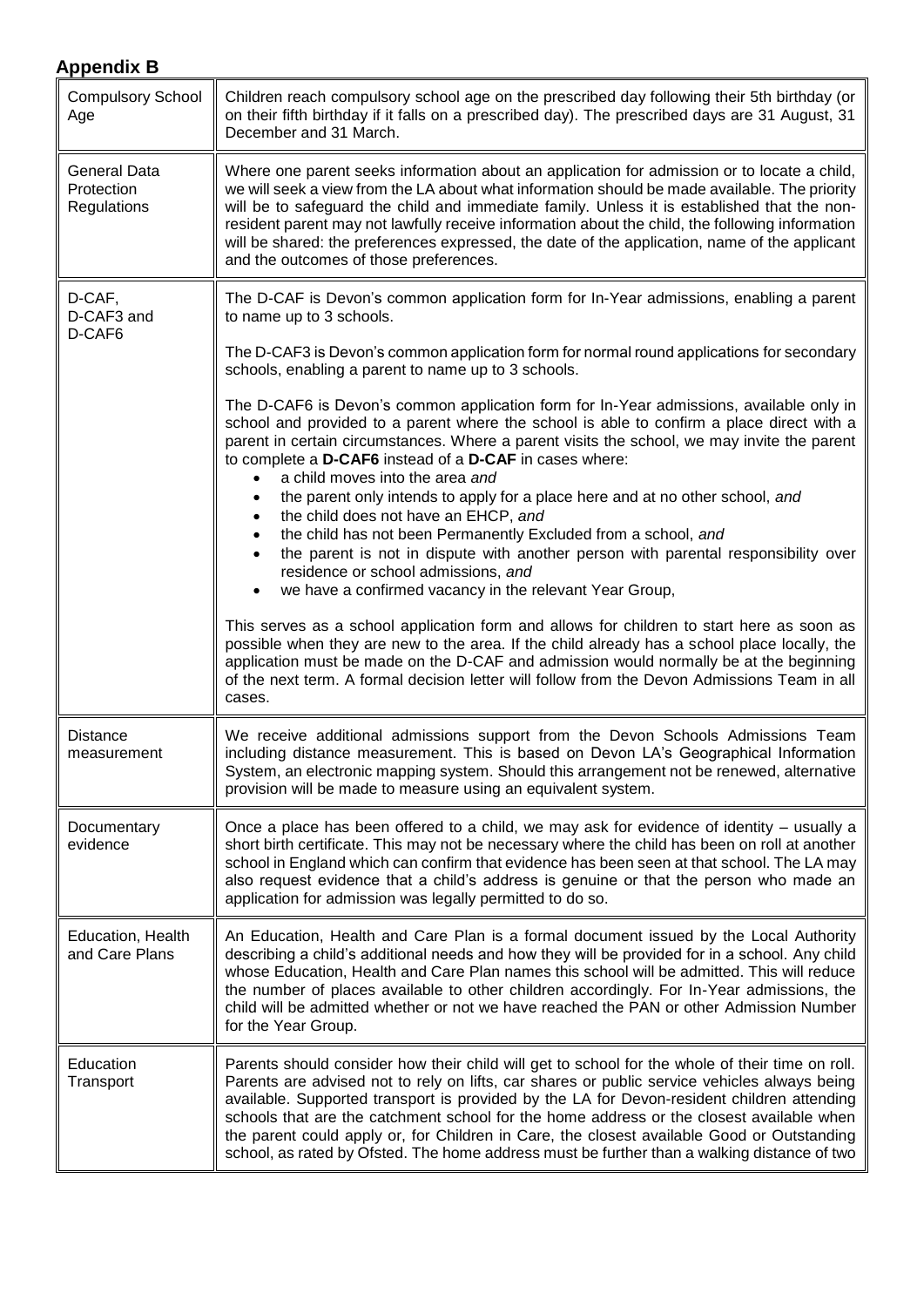## Appendix B

| | |
|---|---|
| Compulsory School Age | Children reach compulsory school age on the prescribed day following their 5th birthday (or on their fifth birthday if it falls on a prescribed day). The prescribed days are 31 August, 31 December and 31 March. |
| General Data Protection Regulations | Where one parent seeks information about an application for admission or to locate a child, we will seek a view from the LA about what information should be made available. The priority will be to safeguard the child and immediate family. Unless it is established that the non-resident parent may not lawfully receive information about the child, the following information will be shared: the preferences expressed, the date of the application, name of the applicant and the outcomes of those preferences. |
| D-CAF, D-CAF3 and D-CAF6 | The D-CAF is Devon's common application form for In-Year admissions, enabling a parent to name up to 3 schools.<br><br>The D-CAF3 is Devon's common application form for normal round applications for secondary schools, enabling a parent to name up to 3 schools.<br><br>The D-CAF6 is Devon's common application form for In-Year admissions, available only in school and provided to a parent where the school is able to confirm a place direct with a parent in certain circumstances. Where a parent visits the school, we may invite the parent to complete a **D-CAF6** instead of a **D-CAF** in cases where:<br>• a child moves into the area *and*<br>• the parent only intends to apply for a place here and at no other school, *and*<br>• the child does not have an EHCP, *and*<br>• the child has not been Permanently Excluded from a school, *and*<br>• the parent is not in dispute with another person with parental responsibility over residence or school admissions, *and*<br>• we have a confirmed vacancy in the relevant Year Group,<br><br>This serves as a school application form and allows for children to start here as soon as possible when they are new to the area. If the child already has a school place locally, the application must be made on the D-CAF and admission would normally be at the beginning of the next term. A formal decision letter will follow from the Devon Admissions Team in all cases. |
| Distance measurement | We receive additional admissions support from the Devon Schools Admissions Team including distance measurement. This is based on Devon LA's Geographical Information System, an electronic mapping system. Should this arrangement not be renewed, alternative provision will be made to measure using an equivalent system. |
| Documentary evidence | Once a place has been offered to a child, we may ask for evidence of identity – usually a short birth certificate. This may not be necessary where the child has been on roll at another school in England which can confirm that evidence has been seen at that school. The LA may also request evidence that a child's address is genuine or that the person who made an application for admission was legally permitted to do so. |
| Education, Health and Care Plans | An Education, Health and Care Plan is a formal document issued by the Local Authority describing a child's additional needs and how they will be provided for in a school. Any child whose Education, Health and Care Plan names this school will be admitted. This will reduce the number of places available to other children accordingly. For In-Year admissions, the child will be admitted whether or not we have reached the PAN or other Admission Number for the Year Group. |
| Education Transport | Parents should consider how their child will get to school for the whole of their time on roll. Parents are advised not to rely on lifts, car shares or public service vehicles always being available. Supported transport is provided by the LA for Devon-resident children attending schools that are the catchment school for the home address or the closest available when the parent could apply or, for Children in Care, the closest available Good or Outstanding school, as rated by Ofsted. The home address must be further than a walking distance of two |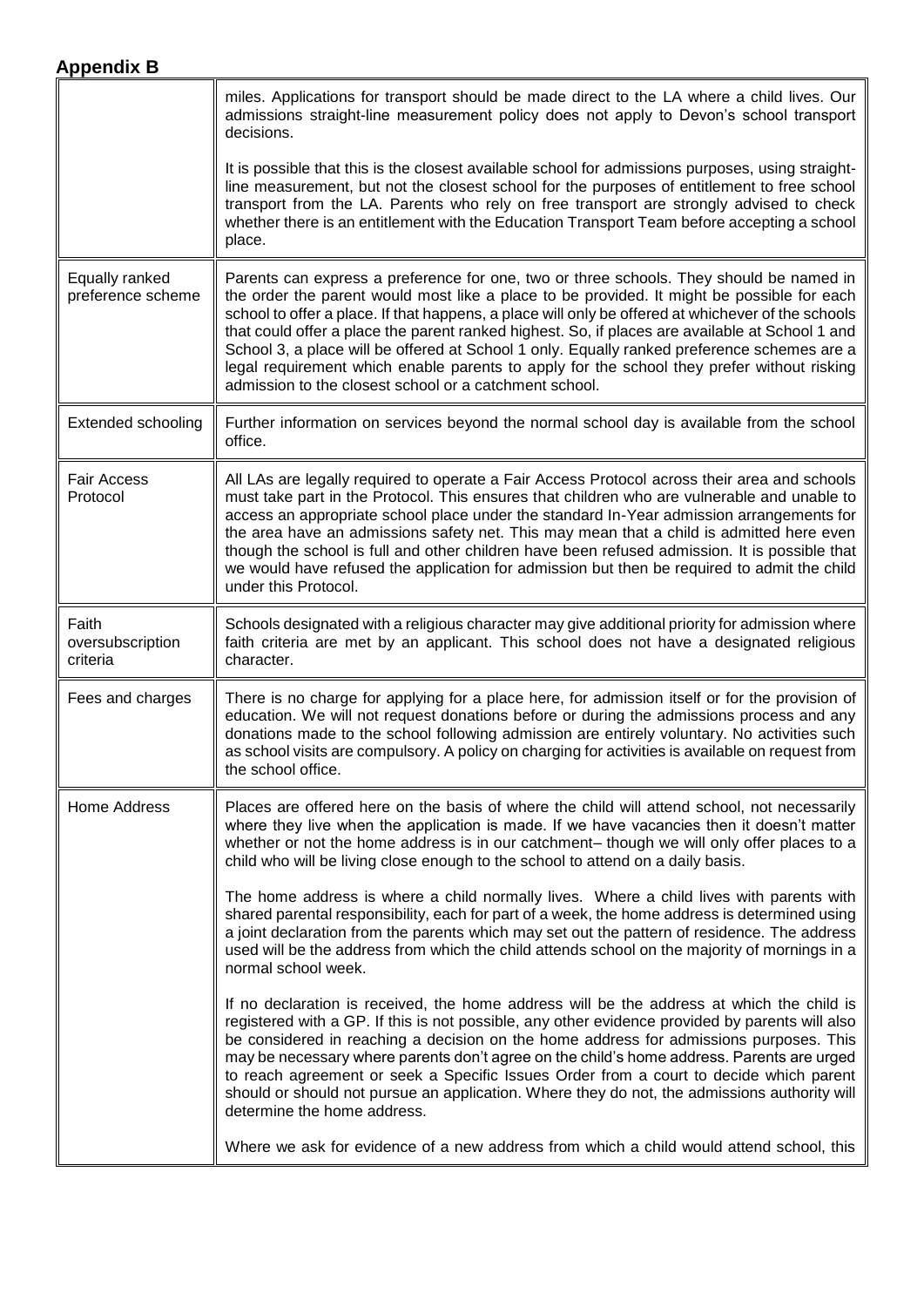## Appendix B

| | |
|---|---|
| | miles. Applications for transport should be made direct to the LA where a child lives. Our admissions straight-line measurement policy does not apply to Devon's school transport decisions.<br><br>It is possible that this is the closest available school for admissions purposes, using straight-line measurement, but not the closest school for the purposes of entitlement to free school transport from the LA. Parents who rely on free transport are strongly advised to check whether there is an entitlement with the Education Transport Team before accepting a school place. |
| Equally ranked preference scheme | Parents can express a preference for one, two or three schools. They should be named in the order the parent would most like a place to be provided. It might be possible for each school to offer a place. If that happens, a place will only be offered at whichever of the schools that could offer a place the parent ranked highest. So, if places are available at School 1 and School 3, a place will be offered at School 1 only. Equally ranked preference schemes are a legal requirement which enable parents to apply for the school they prefer without risking admission to the closest school or a catchment school. |
| Extended schooling | Further information on services beyond the normal school day is available from the school office. |
| Fair Access Protocol | All LAs are legally required to operate a Fair Access Protocol across their area and schools must take part in the Protocol. This ensures that children who are vulnerable and unable to access an appropriate school place under the standard In-Year admission arrangements for the area have an admissions safety net. This may mean that a child is admitted here even though the school is full and other children have been refused admission. It is possible that we would have refused the application for admission but then be required to admit the child under this Protocol. |
| Faith oversubscription criteria | Schools designated with a religious character may give additional priority for admission where faith criteria are met by an applicant. This school does not have a designated religious character. |
| Fees and charges | There is no charge for applying for a place here, for admission itself or for the provision of education. We will not request donations before or during the admissions process and any donations made to the school following admission are entirely voluntary. No activities such as school visits are compulsory. A policy on charging for activities is available on request from the school office. |
| Home Address | Places are offered here on the basis of where the child will attend school, not necessarily where they live when the application is made. If we have vacancies then it doesn't matter whether or not the home address is in our catchment– though we will only offer places to a child who will be living close enough to the school to attend on a daily basis.<br><br>The home address is where a child normally lives. Where a child lives with parents with shared parental responsibility, each for part of a week, the home address is determined using a joint declaration from the parents which may set out the pattern of residence. The address used will be the address from which the child attends school on the majority of mornings in a normal school week.<br><br>If no declaration is received, the home address will be the address at which the child is registered with a GP. If this is not possible, any other evidence provided by parents will also be considered in reaching a decision on the home address for admissions purposes. This may be necessary where parents don't agree on the child's home address. Parents are urged to reach agreement or seek a Specific Issues Order from a court to decide which parent should or should not pursue an application. Where they do not, the admissions authority will determine the home address.<br><br>Where we ask for evidence of a new address from which a child would attend school, this |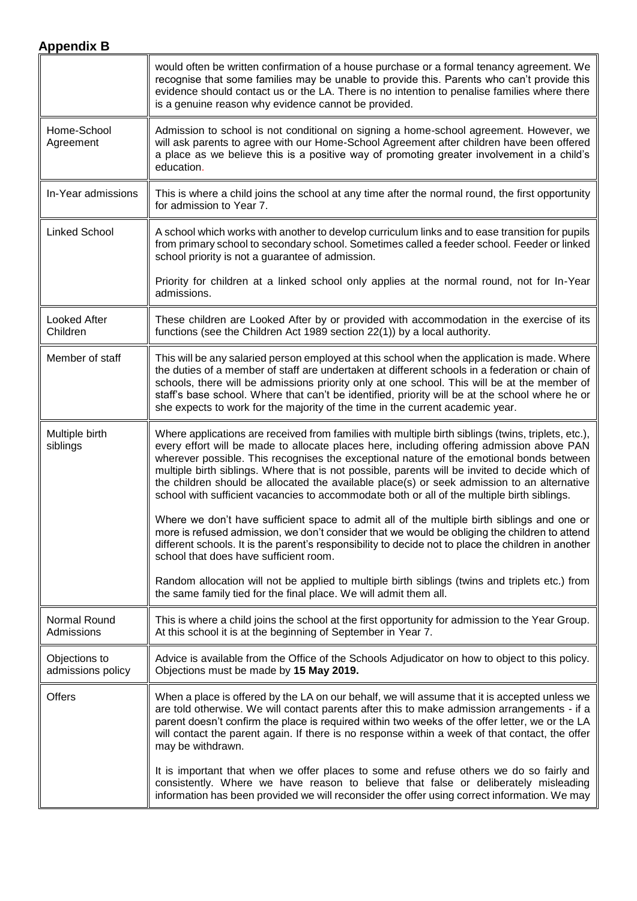## Appendix B

| | |
|---|---|
| | would often be written confirmation of a house purchase or a formal tenancy agreement. We recognise that some families may be unable to provide this. Parents who can't provide this evidence should contact us or the LA. There is no intention to penalise families where there is a genuine reason why evidence cannot be provided. |
| Home-School Agreement | Admission to school is not conditional on signing a home-school agreement. However, we will ask parents to agree with our Home-School Agreement after children have been offered a place as we believe this is a positive way of promoting greater involvement in a child's education. |
| In-Year admissions | This is where a child joins the school at any time after the normal round, the first opportunity for admission to Year 7. |
| Linked School | A school which works with another to develop curriculum links and to ease transition for pupils from primary school to secondary school. Sometimes called a feeder school. Feeder or linked school priority is not a guarantee of admission.<br><br>Priority for children at a linked school only applies at the normal round, not for In-Year admissions. |
| Looked After Children | These children are Looked After by or provided with accommodation in the exercise of its functions (see the Children Act 1989 section 22(1)) by a local authority. |
| Member of staff | This will be any salaried person employed at this school when the application is made. Where the duties of a member of staff are undertaken at different schools in a federation or chain of schools, there will be admissions priority only at one school. This will be at the member of staff's base school. Where that can't be identified, priority will be at the school where he or she expects to work for the majority of the time in the current academic year. |
| Multiple birth siblings | Where applications are received from families with multiple birth siblings (twins, triplets, etc.), every effort will be made to allocate places here, including offering admission above PAN wherever possible. This recognises the exceptional nature of the emotional bonds between multiple birth siblings. Where that is not possible, parents will be invited to decide which of the children should be allocated the available place(s) or seek admission to an alternative school with sufficient vacancies to accommodate both or all of the multiple birth siblings.<br><br>Where we don't have sufficient space to admit all of the multiple birth siblings and one or more is refused admission, we don't consider that we would be obliging the children to attend different schools. It is the parent's responsibility to decide not to place the children in another school that does have sufficient room.<br><br>Random allocation will not be applied to multiple birth siblings (twins and triplets etc.) from the same family tied for the final place. We will admit them all. |
| Normal Round Admissions | This is where a child joins the school at the first opportunity for admission to the Year Group. At this school it is at the beginning of September in Year 7. |
| Objections to admissions policy | Advice is available from the Office of the Schools Adjudicator on how to object to this policy. Objections must be made by **15 May 2019.** |
| Offers | When a place is offered by the LA on our behalf, we will assume that it is accepted unless we are told otherwise. We will contact parents after this to make admission arrangements - if a parent doesn't confirm the place is required within two weeks of the offer letter, we or the LA will contact the parent again. If there is no response within a week of that contact, the offer may be withdrawn.<br><br>It is important that when we offer places to some and refuse others we do so fairly and consistently. Where we have reason to believe that false or deliberately misleading information has been provided we will reconsider the offer using correct information. We may |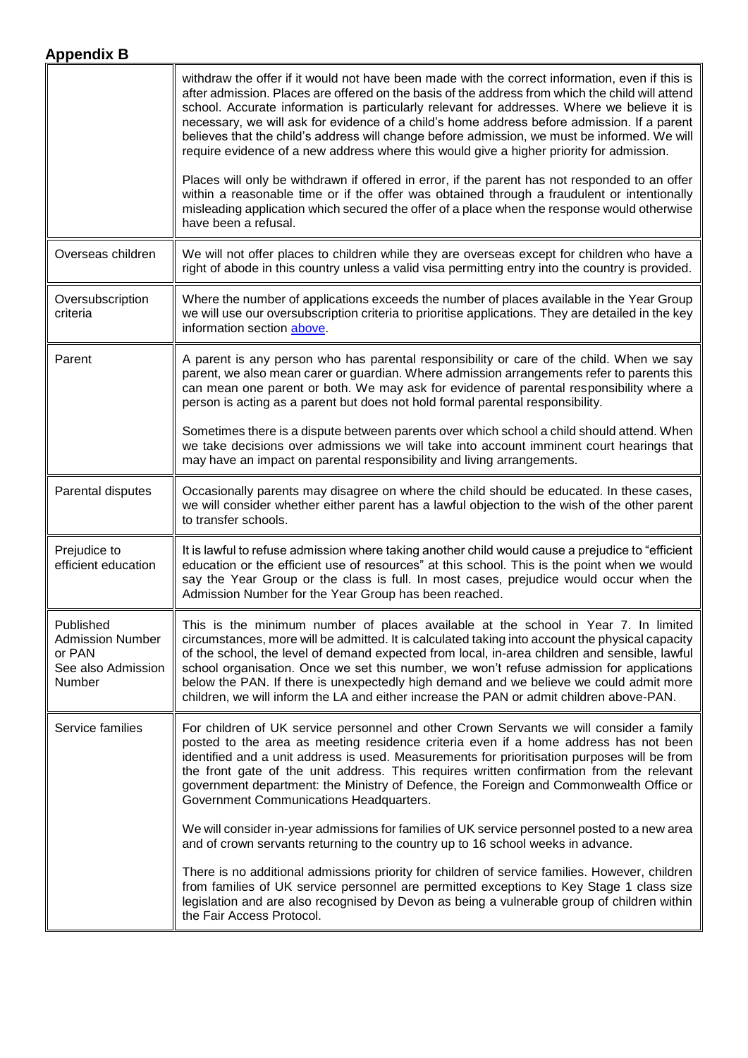## Appendix B

| | |
|---|---|
| | withdraw the offer if it would not have been made with the correct information, even if this is after admission. Places are offered on the basis of the address from which the child will attend school. Accurate information is particularly relevant for addresses. Where we believe it is necessary, we will ask for evidence of a child's home address before admission. If a parent believes that the child's address will change before admission, we must be informed. We will require evidence of a new address where this would give a higher priority for admission.<br><br>Places will only be withdrawn if offered in error, if the parent has not responded to an offer within a reasonable time or if the offer was obtained through a fraudulent or intentionally misleading application which secured the offer of a place when the response would otherwise have been a refusal. |
| Overseas children | We will not offer places to children while they are overseas except for children who have a right of abode in this country unless a valid visa permitting entry into the country is provided. |
| Oversubscription criteria | Where the number of applications exceeds the number of places available in the Year Group we will use our oversubscription criteria to prioritise applications. They are detailed in the key information section [above](). |
| Parent | A parent is any person who has parental responsibility or care of the child. When we say parent, we also mean carer or guardian. Where admission arrangements refer to parents this can mean one parent or both. We may ask for evidence of parental responsibility where a person is acting as a parent but does not hold formal parental responsibility.<br><br>Sometimes there is a dispute between parents over which school a child should attend. When we take decisions over admissions we will take into account imminent court hearings that may have an impact on parental responsibility and living arrangements. |
| Parental disputes | Occasionally parents may disagree on where the child should be educated. In these cases, we will consider whether either parent has a lawful objection to the wish of the other parent to transfer schools. |
| Prejudice to efficient education | It is lawful to refuse admission where taking another child would cause a prejudice to "efficient education or the efficient use of resources" at this school. This is the point when we would say the Year Group or the class is full. In most cases, prejudice would occur when the Admission Number for the Year Group has been reached. |
| Published Admission Number or PAN<br>See also Admission Number | This is the minimum number of places available at the school in Year 7. In limited circumstances, more will be admitted. It is calculated taking into account the physical capacity of the school, the level of demand expected from local, in-area children and sensible, lawful school organisation. Once we set this number, we won't refuse admission for applications below the PAN. If there is unexpectedly high demand and we believe we could admit more children, we will inform the LA and either increase the PAN or admit children above-PAN. |
| Service families | For children of UK service personnel and other Crown Servants we will consider a family posted to the area as meeting residence criteria even if a home address has not been identified and a unit address is used. Measurements for prioritisation purposes will be from the front gate of the unit address. This requires written confirmation from the relevant government department: the Ministry of Defence, the Foreign and Commonwealth Office or Government Communications Headquarters.<br><br>We will consider in-year admissions for families of UK service personnel posted to a new area and of crown servants returning to the country up to 16 school weeks in advance.<br><br>There is no additional admissions priority for children of service families. However, children from families of UK service personnel are permitted exceptions to Key Stage 1 class size legislation and are also recognised by Devon as being a vulnerable group of children within the Fair Access Protocol. |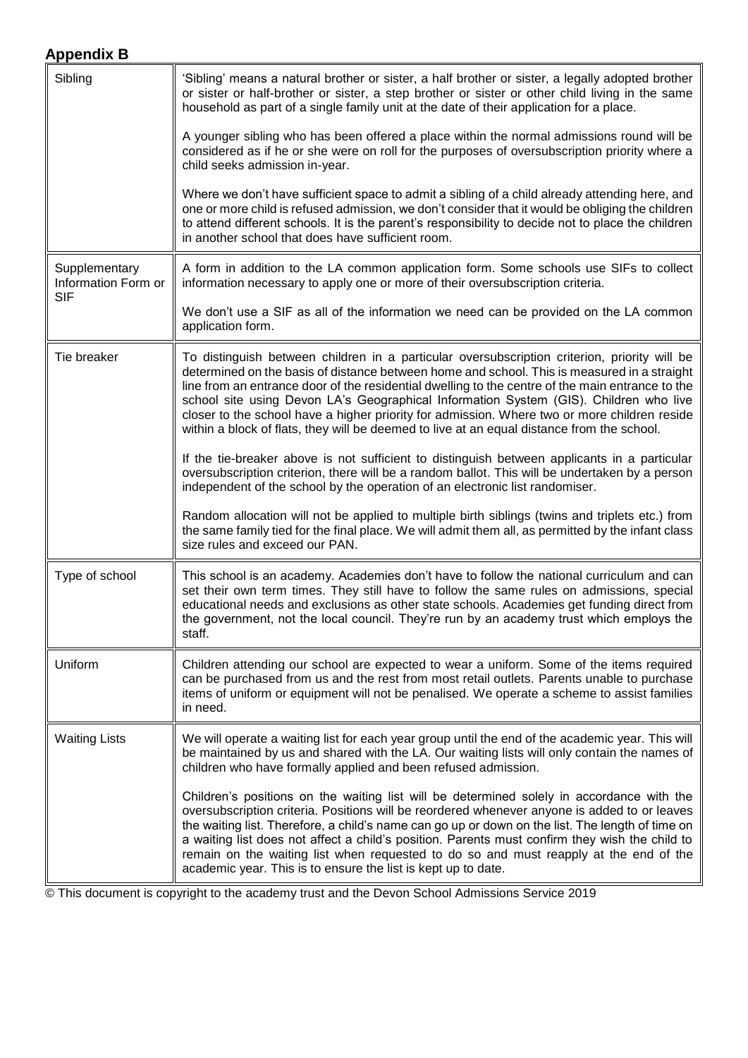## Appendix B

| | |
|---|---|
| Sibling | 'Sibling' means a natural brother or sister, a half brother or sister, a legally adopted brother or sister or half-brother or sister, a step brother or sister or other child living in the same household as part of a single family unit at the date of their application for a place.<br><br>A younger sibling who has been offered a place within the normal admissions round will be considered as if he or she were on roll for the purposes of oversubscription priority where a child seeks admission in-year.<br><br>Where we don't have sufficient space to admit a sibling of a child already attending here, and one or more child is refused admission, we don't consider that it would be obliging the children to attend different schools. It is the parent's responsibility to decide not to place the children in another school that does have sufficient room. |
| Supplementary Information Form or SIF | A form in addition to the LA common application form. Some schools use SIFs to collect information necessary to apply one or more of their oversubscription criteria.<br><br>We don't use a SIF as all of the information we need can be provided on the LA common application form. |
| Tie breaker | To distinguish between children in a particular oversubscription criterion, priority will be determined on the basis of distance between home and school. This is measured in a straight line from an entrance door of the residential dwelling to the centre of the main entrance to the school site using Devon LA's Geographical Information System (GIS). Children who live closer to the school have a higher priority for admission. Where two or more children reside within a block of flats, they will be deemed to live at an equal distance from the school.<br><br>If the tie-breaker above is not sufficient to distinguish between applicants in a particular oversubscription criterion, there will be a random ballot. This will be undertaken by a person independent of the school by the operation of an electronic list randomiser.<br><br>Random allocation will not be applied to multiple birth siblings (twins and triplets etc.) from the same family tied for the final place. We will admit them all, as permitted by the infant class size rules and exceed our PAN. |
| Type of school | This school is an academy. Academies don't have to follow the national curriculum and can set their own term times. They still have to follow the same rules on admissions, special educational needs and exclusions as other state schools. Academies get funding direct from the government, not the local council. They're run by an academy trust which employs the staff. |
| Uniform | Children attending our school are expected to wear a uniform. Some of the items required can be purchased from us and the rest from most retail outlets. Parents unable to purchase items of uniform or equipment will not be penalised. We operate a scheme to assist families in need. |
| Waiting Lists | We will operate a waiting list for each year group until the end of the academic year. This will be maintained by us and shared with the LA. Our waiting lists will only contain the names of children who have formally applied and been refused admission.<br><br>Children's positions on the waiting list will be determined solely in accordance with the oversubscription criteria. Positions will be reordered whenever anyone is added to or leaves the waiting list. Therefore, a child's name can go up or down on the list. The length of time on a waiting list does not affect a child's position. Parents must confirm they wish the child to remain on the waiting list when requested to do so and must reapply at the end of the academic year. This is to ensure the list is kept up to date. |

© This document is copyright to the academy trust and the Devon School Admissions Service 2019